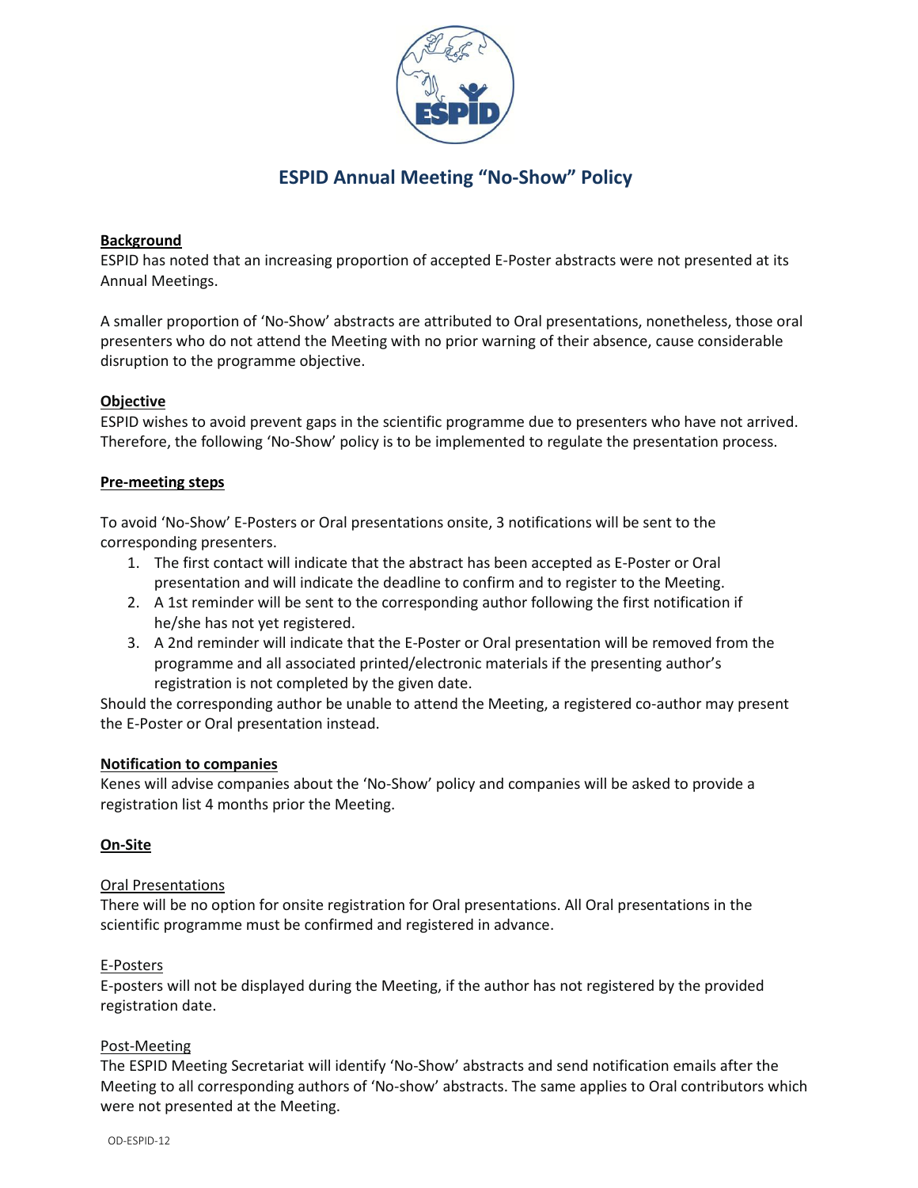# ESPID Annual Meeting "No-Show" Policy

## Background

ESPID has noted that an increasing proportion of accepted E-Poster abstracts were not presented at its Annual Meetings.

A smaller proportion of 'No-Show' abstracts are attributed to Oral presentations, nonetheless, those oral presenters who do not attend the Meeting with no prior warning of their absence, cause considerable disruption to the programme objective.

## Objective

ESPID wishes to avoid prevent gaps in the scientific programme due to presenters who have not arrived. Therefore, the following 'No-Show' policy is to be implemented to regulate the presentation process.

## Pre-meeting steps

To avoid 'No-Show' E-Posters or Oral presentations onsite, 3 notifications will be sent to the corresponding presenters.

1. The first contact will indicate that the abstract has been accepted as E-Poster or Oral presentation and will indicate the deadline to confirm and to register to the Meeting.
2. A 1st reminder will be sent to the corresponding author following the first notification if he/she has not yet registered.
3. A 2nd reminder will indicate that the E-Poster or Oral presentation will be removed from the programme and all associated printed/electronic materials if the presenting author's registration is not completed by the given date.

Should the corresponding author be unable to attend the Meeting, a registered co-author may present the E-Poster or Oral presentation instead.

## Notification to companies

Kenes will advise companies about the 'No-Show' policy and companies will be asked to provide a registration list 4 months prior the Meeting.

## On-Site

### Oral Presentations

There will be no option for onsite registration for Oral presentations. All Oral presentations in the scientific programme must be confirmed and registered in advance.

### E-Posters

E-posters will not be displayed during the Meeting, if the author has not registered by the provided registration date.

### Post-Meeting

The ESPID Meeting Secretariat will identify 'No-Show' abstracts and send notification emails after the Meeting to all corresponding authors of 'No-show' abstracts. The same applies to Oral contributors which were not presented at the Meeting.

OD-ESPID-12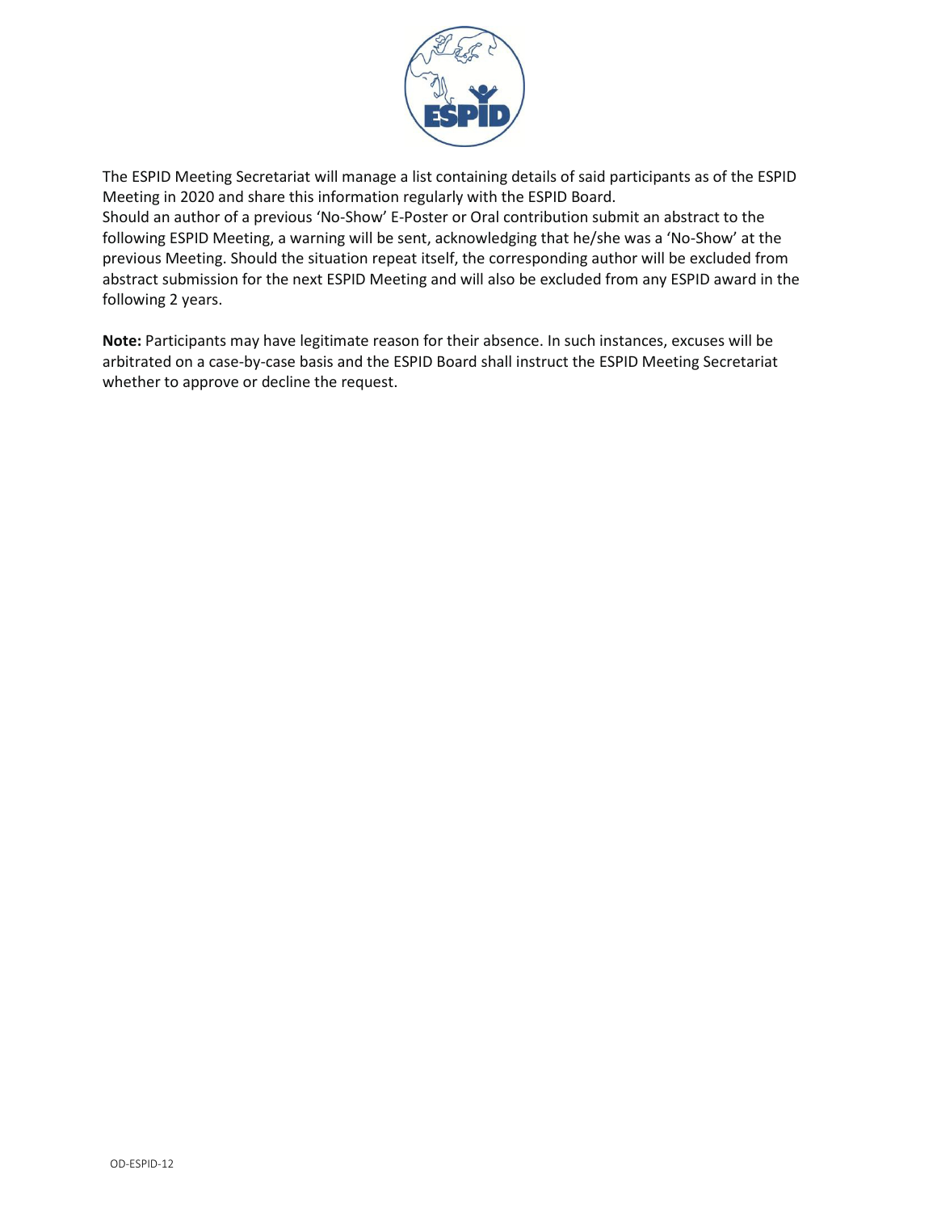The ESPID Meeting Secretariat will manage a list containing details of said participants as of the ESPID Meeting in 2020 and share this information regularly with the ESPID Board.
Should an author of a previous 'No-Show' E-Poster or Oral contribution submit an abstract to the following ESPID Meeting, a warning will be sent, acknowledging that he/she was a 'No-Show' at the previous Meeting. Should the situation repeat itself, the corresponding author will be excluded from abstract submission for the next ESPID Meeting and will also be excluded from any ESPID award in the following 2 years.

**Note:** Participants may have legitimate reason for their absence. In such instances, excuses will be arbitrated on a case-by-case basis and the ESPID Board shall instruct the ESPID Meeting Secretariat whether to approve or decline the request.